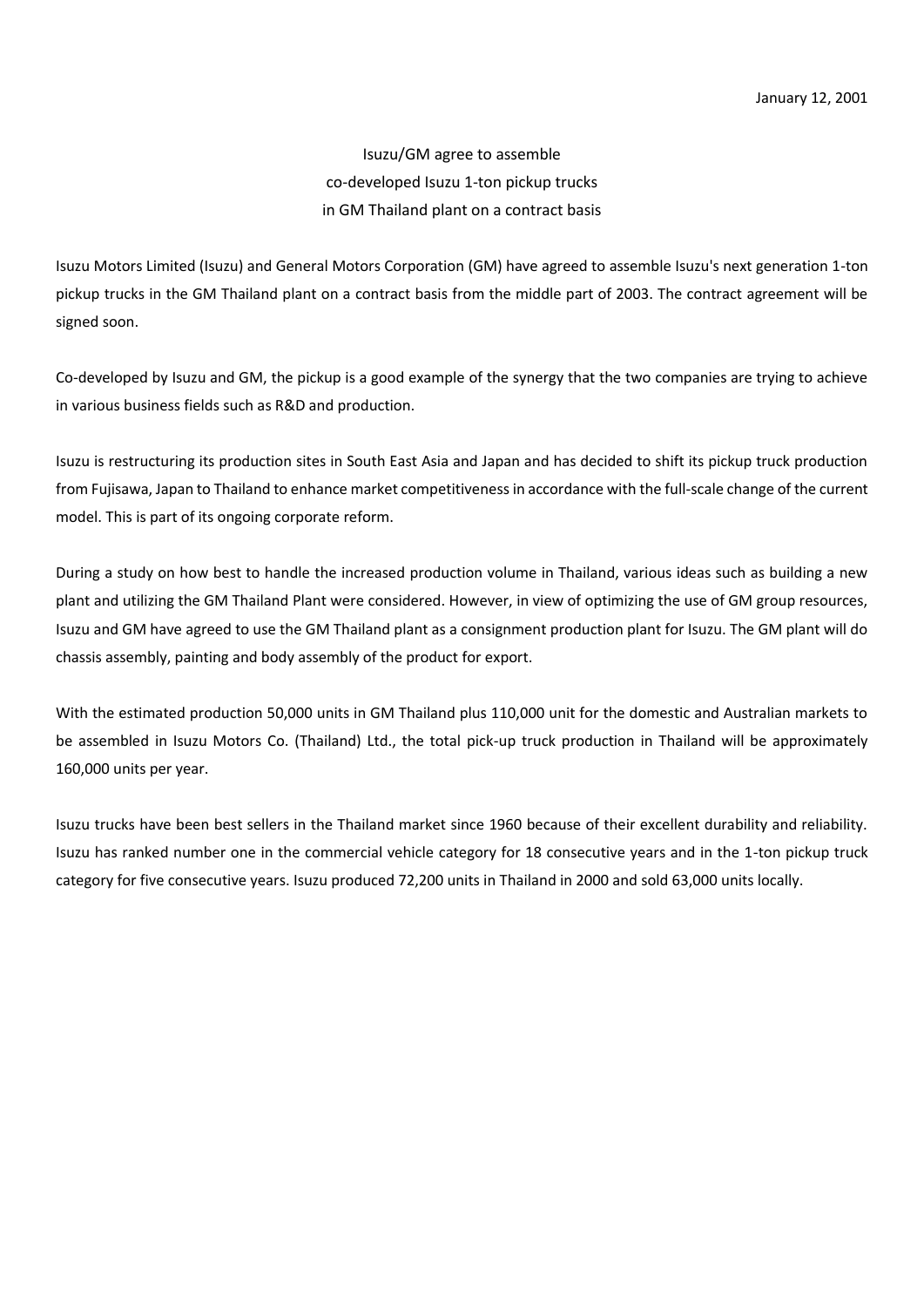January 12, 2001

# Isuzu/GM agree to assemble co-developed Isuzu 1-ton pickup trucks in GM Thailand plant on a contract basis

Isuzu Motors Limited (Isuzu) and General Motors Corporation (GM) have agreed to assemble Isuzu's next generation 1-ton pickup trucks in the GM Thailand plant on a contract basis from the middle part of 2003. The contract agreement will be signed soon.

Co-developed by Isuzu and GM, the pickup is a good example of the synergy that the two companies are trying to achieve in various business fields such as R&D and production.

Isuzu is restructuring its production sites in South East Asia and Japan and has decided to shift its pickup truck production from Fujisawa, Japan to Thailand to enhance market competitiveness in accordance with the full-scale change of the current model. This is part of its ongoing corporate reform.

During a study on how best to handle the increased production volume in Thailand, various ideas such as building a new plant and utilizing the GM Thailand Plant were considered. However, in view of optimizing the use of GM group resources, Isuzu and GM have agreed to use the GM Thailand plant as a consignment production plant for Isuzu. The GM plant will do chassis assembly, painting and body assembly of the product for export.

With the estimated production 50,000 units in GM Thailand plus 110,000 unit for the domestic and Australian markets to be assembled in Isuzu Motors Co. (Thailand) Ltd., the total pick-up truck production in Thailand will be approximately 160,000 units per year.

Isuzu trucks have been best sellers in the Thailand market since 1960 because of their excellent durability and reliability. Isuzu has ranked number one in the commercial vehicle category for 18 consecutive years and in the 1-ton pickup truck category for five consecutive years. Isuzu produced 72,200 units in Thailand in 2000 and sold 63,000 units locally.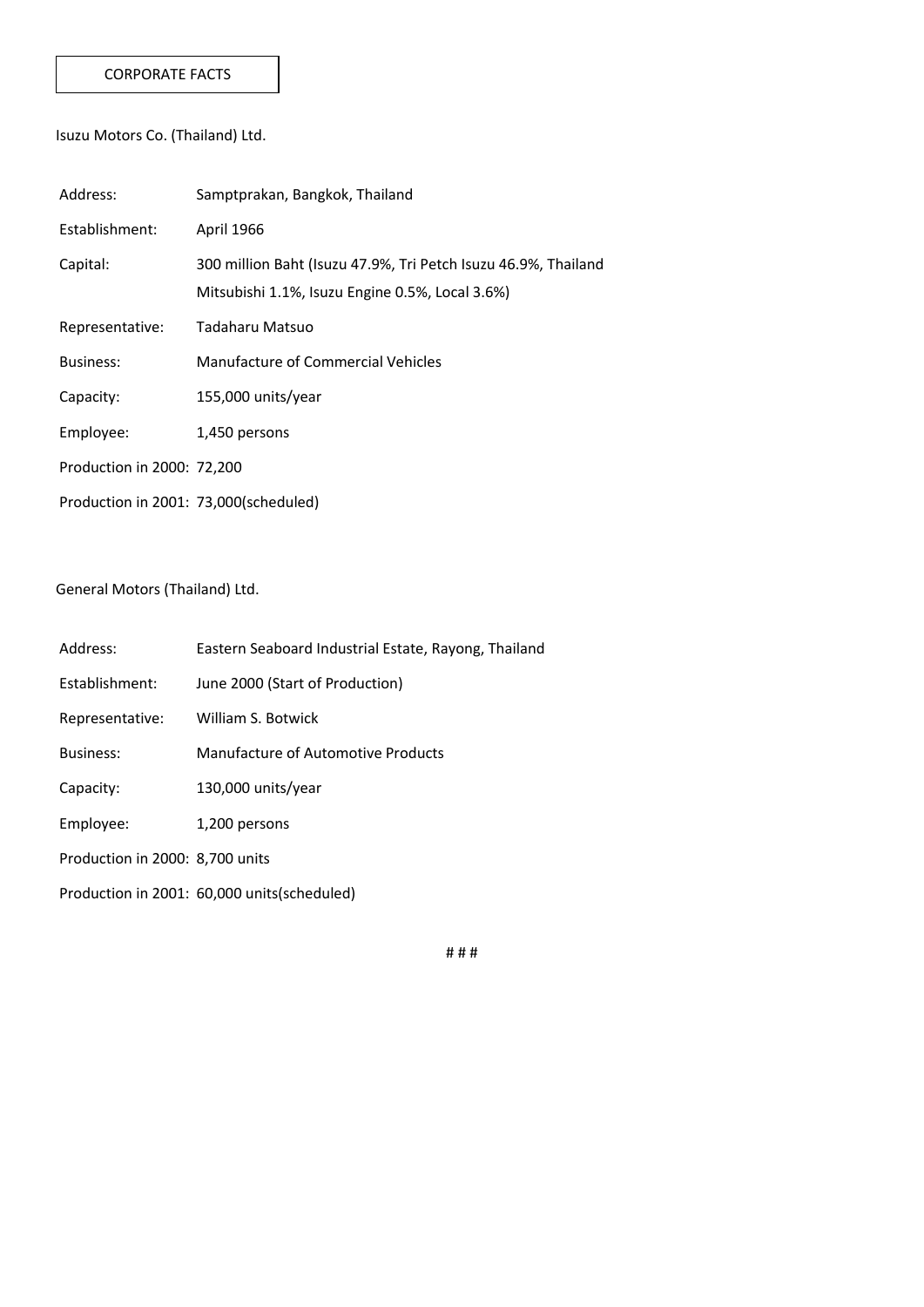CORPORATE FACTS

Isuzu Motors Co. (Thailand) Ltd.

| | |
|---|---|
| Address: | Samptprakan, Bangkok, Thailand |
| Establishment: | April 1966 |
| Capital: | 300 million Baht (Isuzu 47.9%, Tri Petch Isuzu 46.9%, Thailand Mitsubishi 1.1%, Isuzu Engine 0.5%, Local 3.6%) |
| Representative: | Tadaharu Matsuo |
| Business: | Manufacture of Commercial Vehicles |
| Capacity: | 155,000 units/year |
| Employee: | 1,450 persons |
| Production in 2000: | 72,200 |
| Production in 2001: | 73,000(scheduled) |

General Motors (Thailand) Ltd.

| | |
|---|---|
| Address: | Eastern Seaboard Industrial Estate, Rayong, Thailand |
| Establishment: | June 2000 (Start of Production) |
| Representative: | William S. Botwick |
| Business: | Manufacture of Automotive Products |
| Capacity: | 130,000 units/year |
| Employee: | 1,200 persons |
| Production in 2000: | 8,700 units |
| Production in 2001: | 60,000 units(scheduled) |

# # #